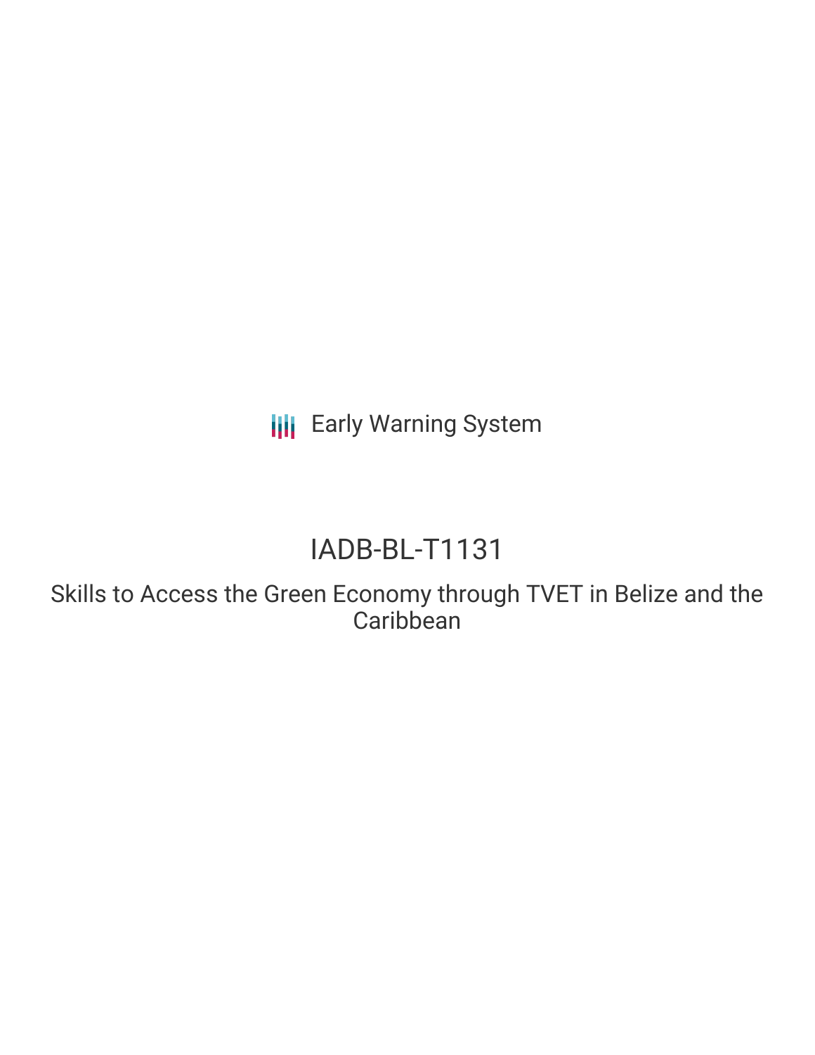Early Warning System

# IADB-BL-T1131

## Skills to Access the Green Economy through TVET in Belize and the Caribbean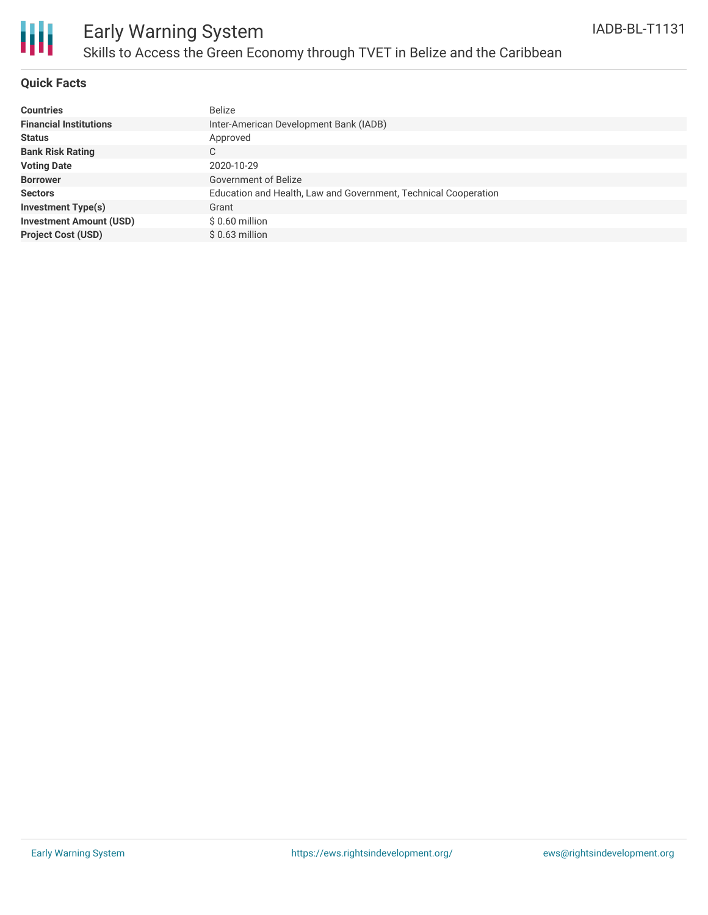# Early Warning System

## Skills to Access the Green Economy through TVET in Belize and the Caribbean

IADB-BL-T1131

### Quick Facts

| | |
|---|---|
| **Countries** | Belize |
| **Financial Institutions** | Inter-American Development Bank (IADB) |
| **Status** | Approved |
| **Bank Risk Rating** | C |
| **Voting Date** | 2020-10-29 |
| **Borrower** | Government of Belize |
| **Sectors** | Education and Health, Law and Government, Technical Cooperation |
| **Investment Type(s)** | Grant |
| **Investment Amount (USD)** | $ 0.60 million |
| **Project Cost (USD)** | $ 0.63 million |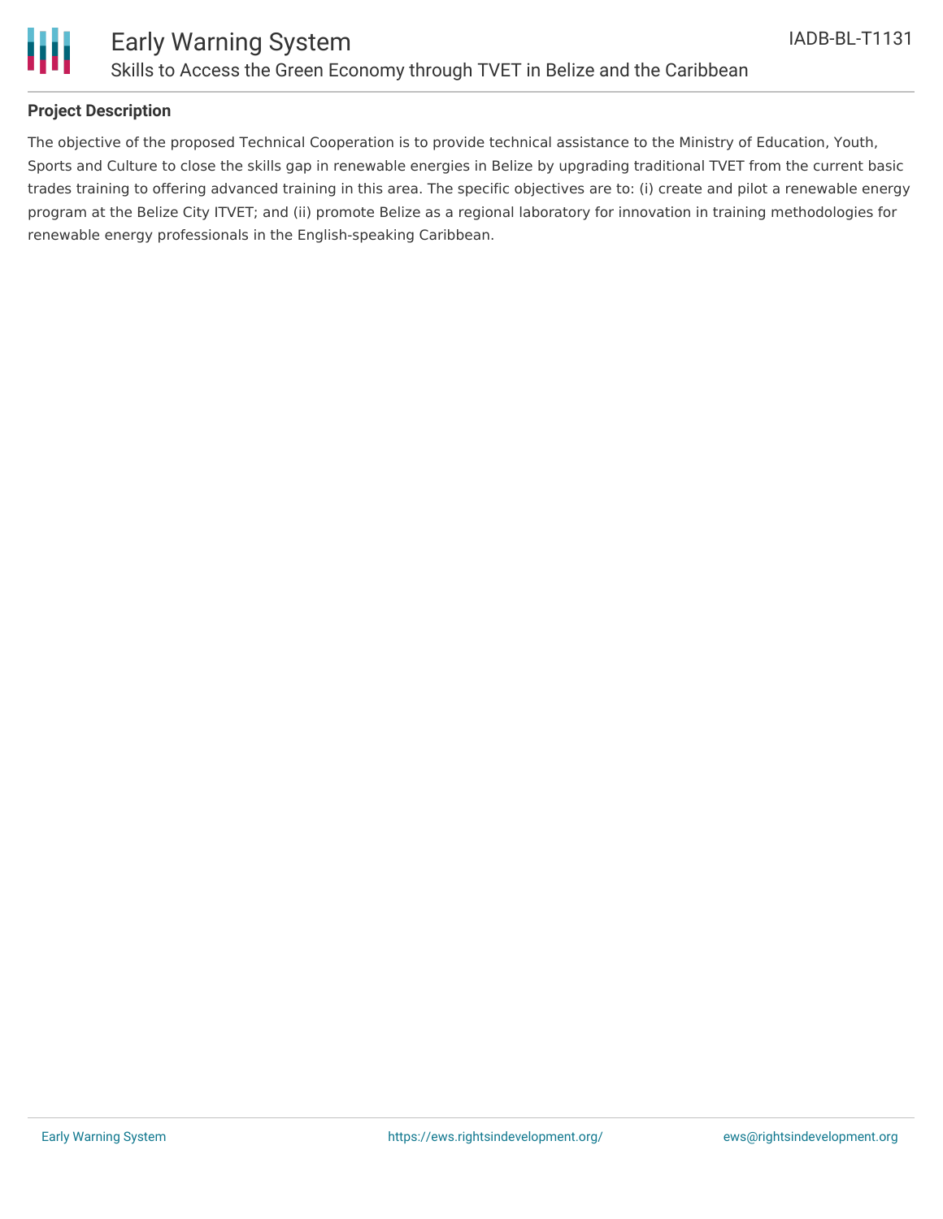## Project Description

The objective of the proposed Technical Cooperation is to provide technical assistance to the Ministry of Education, Youth, Sports and Culture to close the skills gap in renewable energies in Belize by upgrading traditional TVET from the current basic trades training to offering advanced training in this area. The specific objectives are to: (i) create and pilot a renewable energy program at the Belize City ITVET; and (ii) promote Belize as a regional laboratory for innovation in training methodologies for renewable energy professionals in the English-speaking Caribbean.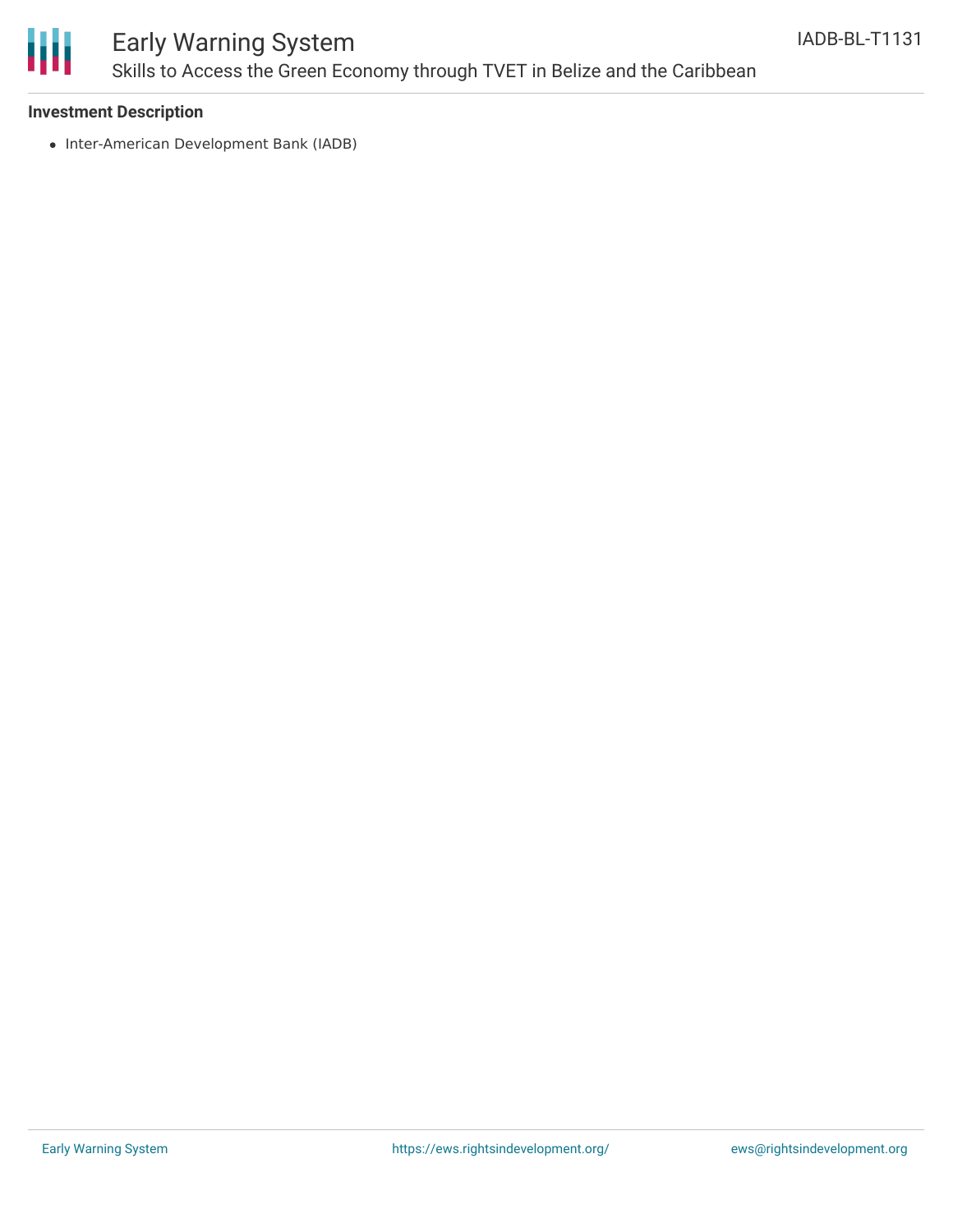**Investment Description**

- Inter-American Development Bank (IADB)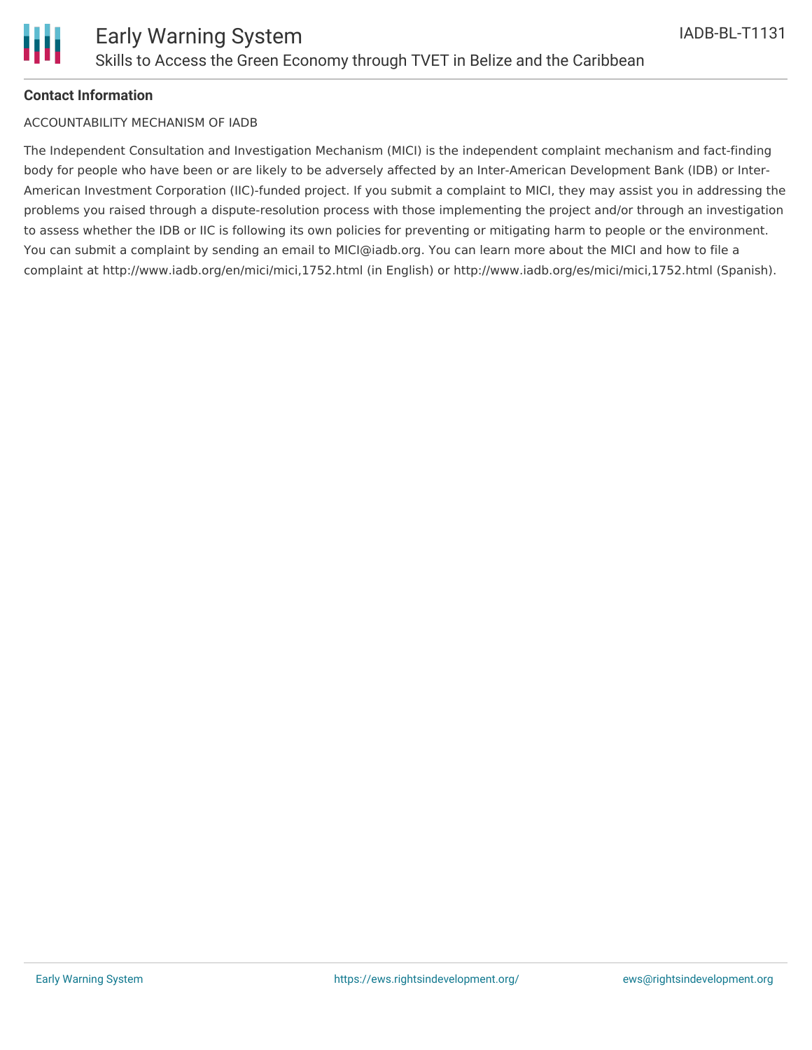**Contact Information**

ACCOUNTABILITY MECHANISM OF IADB

The Independent Consultation and Investigation Mechanism (MICI) is the independent complaint mechanism and fact-finding body for people who have been or are likely to be adversely affected by an Inter-American Development Bank (IDB) or Inter-American Investment Corporation (IIC)-funded project. If you submit a complaint to MICI, they may assist you in addressing the problems you raised through a dispute-resolution process with those implementing the project and/or through an investigation to assess whether the IDB or IIC is following its own policies for preventing or mitigating harm to people or the environment. You can submit a complaint by sending an email to MICI@iadb.org. You can learn more about the MICI and how to file a complaint at http://www.iadb.org/en/mici/mici,1752.html (in English) or http://www.iadb.org/es/mici/mici,1752.html (Spanish).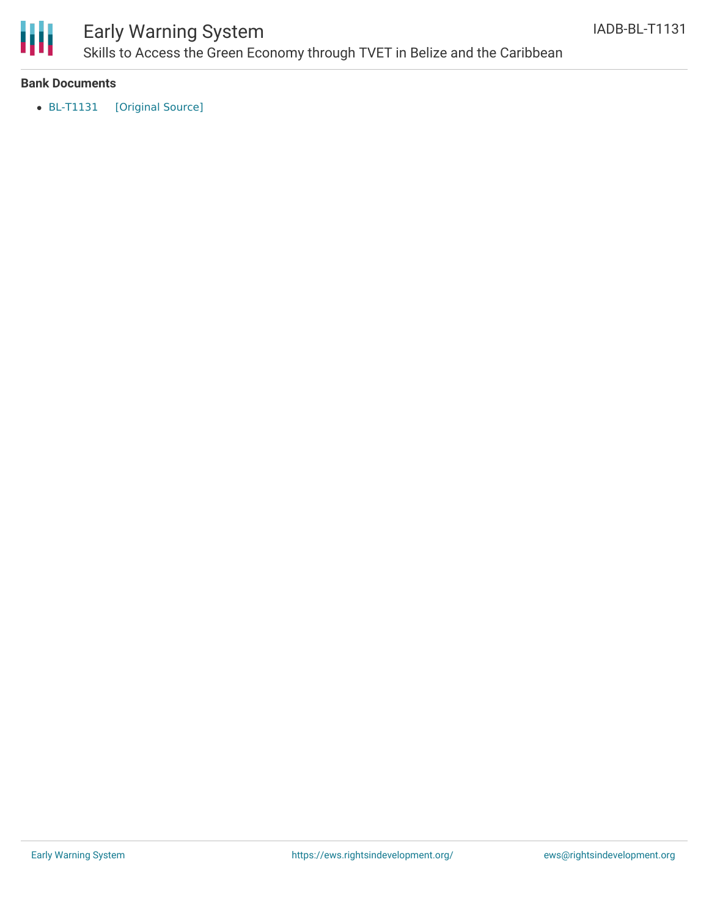**Bank Documents**

- BL-T1131 [Original Source]